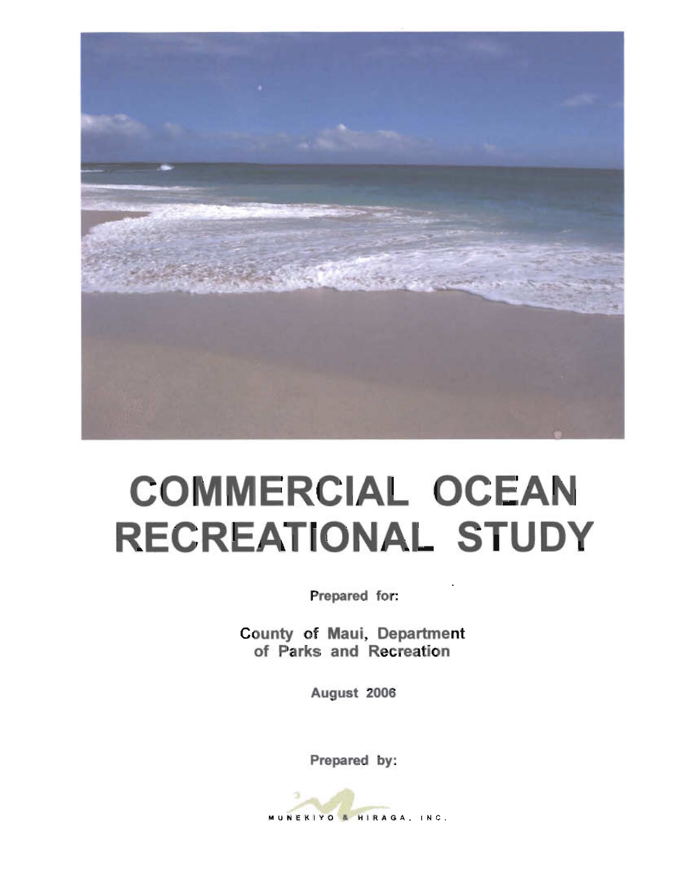# COMMERCIAL OCEAN RECREATIONAL STUDY

Prepared for:

County of Maui, Department of Parks and Recreation

August 2006

Prepared by:

MUNEKIYO & HIRAGA, INC.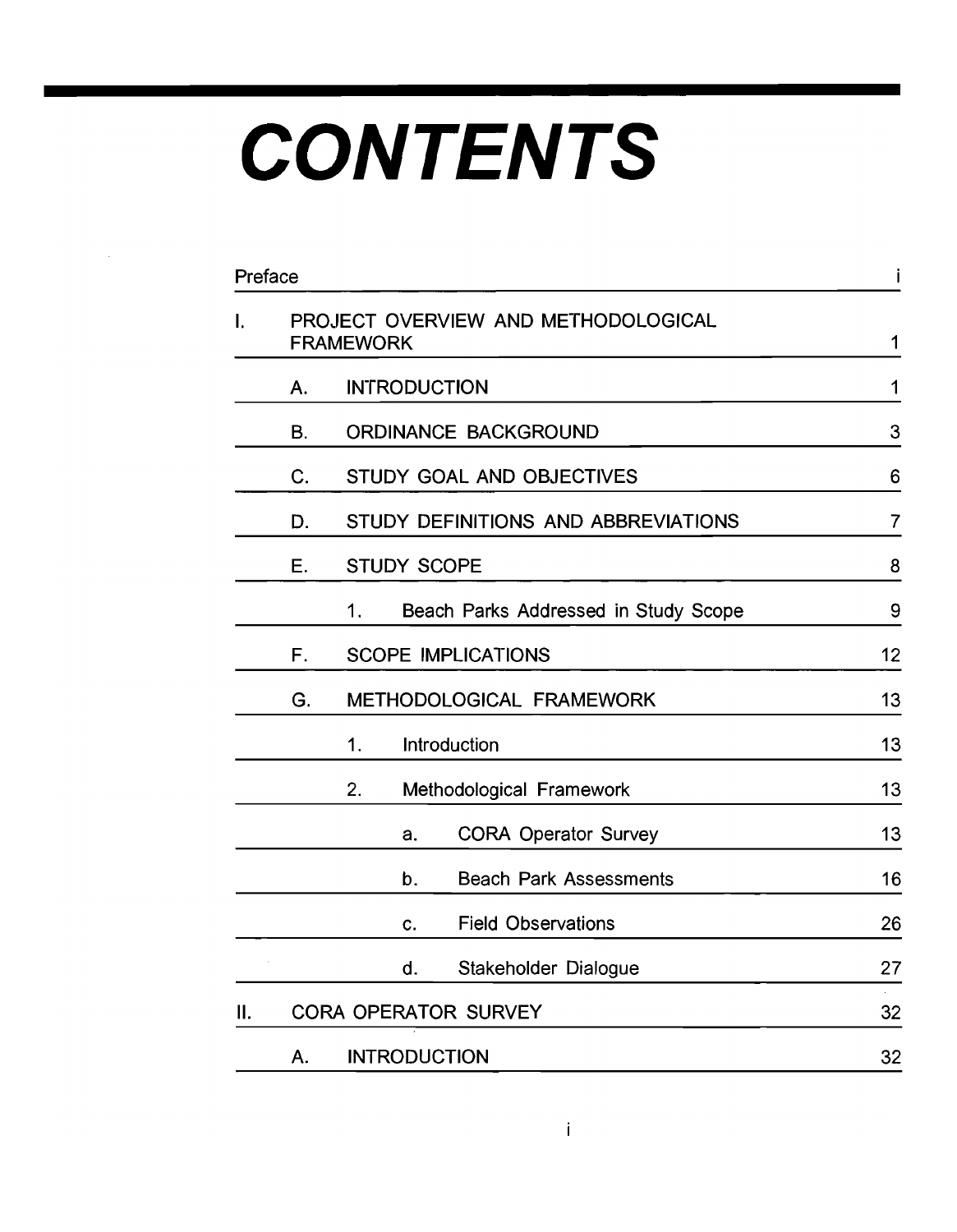# CONTENTS

| | | | | |
|---|---|---|---|---|
| Preface | | | | i |
| I. | PROJECT OVERVIEW AND METHODOLOGICAL FRAMEWORK | | | 1 |
| | A. | INTRODUCTION | | 1 |
| | B. | ORDINANCE BACKGROUND | | 3 |
| | C. | STUDY GOAL AND OBJECTIVES | | 6 |
| | D. | STUDY DEFINITIONS AND ABBREVIATIONS | | 7 |
| | E. | STUDY SCOPE | | 8 |
| | | 1. Beach Parks Addressed in Study Scope | | 9 |
| | F. | SCOPE IMPLICATIONS | | 12 |
| | G. | METHODOLOGICAL FRAMEWORK | | 13 |
| | | 1. Introduction | | 13 |
| | | 2. Methodological Framework | | 13 |
| | | | a. CORA Operator Survey | 13 |
| | | | b. Beach Park Assessments | 16 |
| | | | c. Field Observations | 26 |
| | | | d. Stakeholder Dialogue | 27 |
| II. | CORA OPERATOR SURVEY | | | 32 |
| | A. | INTRODUCTION | | 32 |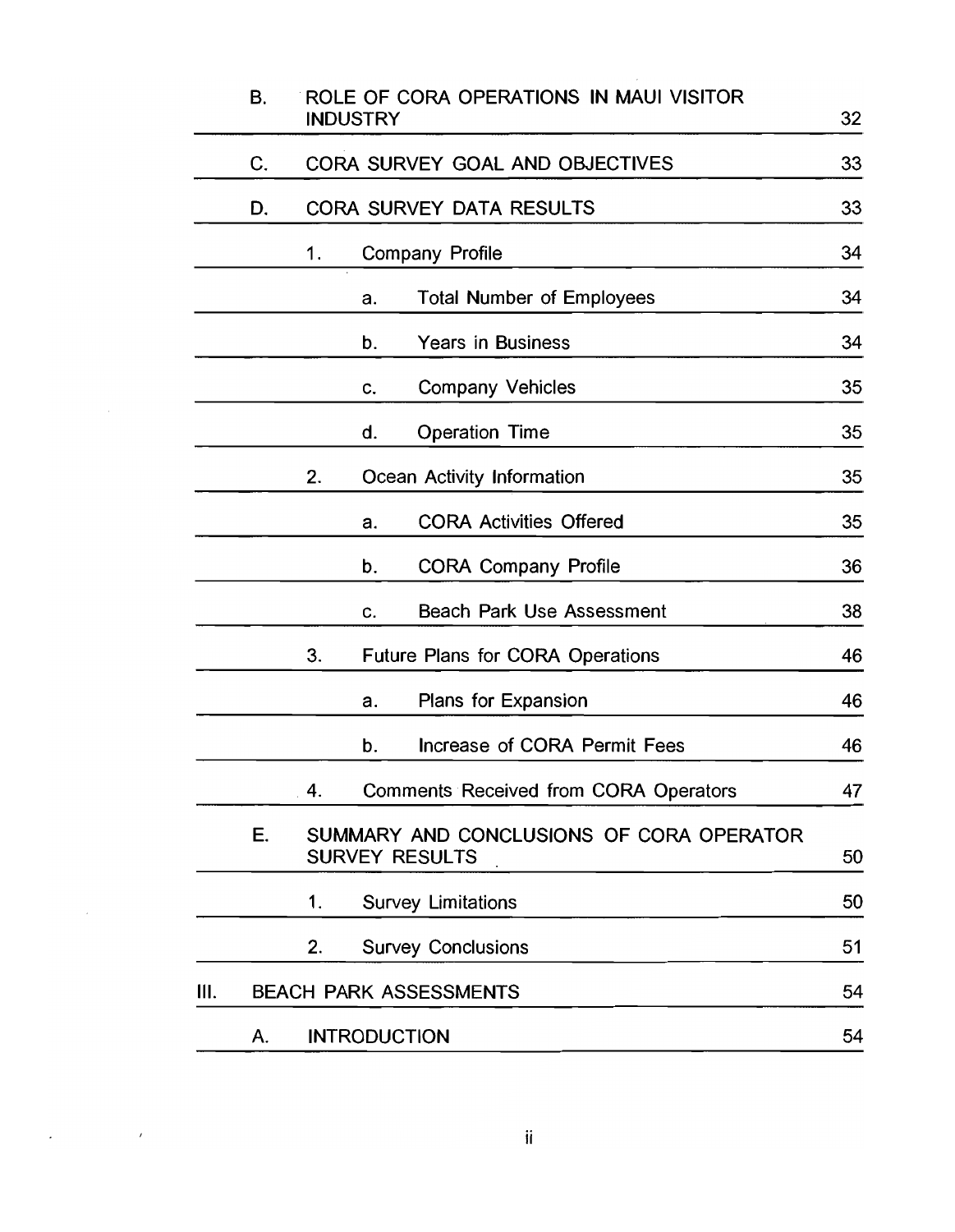| | | | | |
|---|---|---|---|---|
| B. | ROLE OF CORA OPERATIONS IN MAUI VISITOR INDUSTRY | | | 32 |
| C. | CORA SURVEY GOAL AND OBJECTIVES | | | 33 |
| D. | CORA SURVEY DATA RESULTS | | | 33 |
| | 1. | Company Profile | | 34 |
| | | a. | Total Number of Employees | 34 |
| | | b. | Years in Business | 34 |
| | | c. | Company Vehicles | 35 |
| | | d. | Operation Time | 35 |
| | 2. | Ocean Activity Information | | 35 |
| | | a. | CORA Activities Offered | 35 |
| | | b. | CORA Company Profile | 36 |
| | | c. | Beach Park Use Assessment | 38 |
| | 3. | Future Plans for CORA Operations | | 46 |
| | | a. | Plans for Expansion | 46 |
| | | b. | Increase of CORA Permit Fees | 46 |
| | 4. | Comments Received from CORA Operators | | 47 |
| E. | SUMMARY AND CONCLUSIONS OF CORA OPERATOR SURVEY RESULTS | | | 50 |
| | 1. | Survey Limitations | | 50 |
| | 2. | Survey Conclusions | | 51 |
| III. | BEACH PARK ASSESSMENTS | | | 54 |
| A. | INTRODUCTION | | | 54 |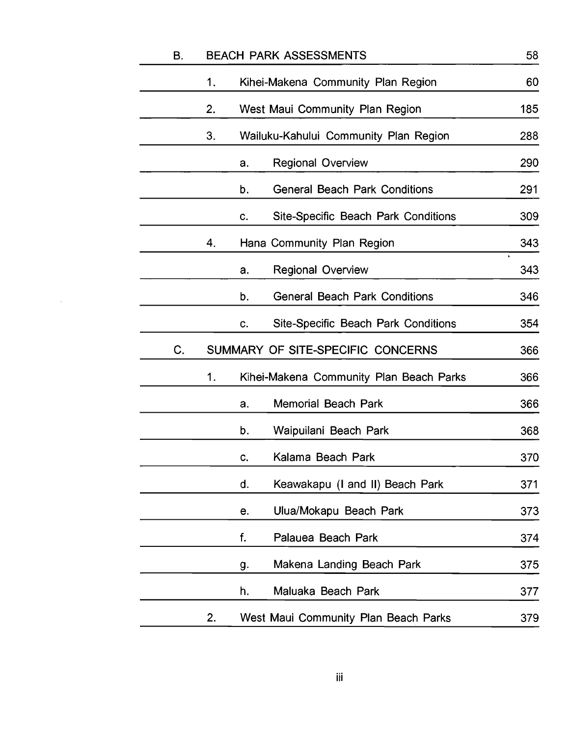| | | | | |
|---|---|---|---|---|
| B. | BEACH PARK ASSESSMENTS | | | 58 |
| | 1. | Kihei-Makena Community Plan Region | | 60 |
| | 2. | West Maui Community Plan Region | | 185 |
| | 3. | Wailuku-Kahului Community Plan Region | | 288 |
| | | a. | Regional Overview | 290 |
| | | b. | General Beach Park Conditions | 291 |
| | | c. | Site-Specific Beach Park Conditions | 309 |
| | 4. | Hana Community Plan Region | | 343 |
| | | a. | Regional Overview | 343 |
| | | b. | General Beach Park Conditions | 346 |
| | | c. | Site-Specific Beach Park Conditions | 354 |
| C. | SUMMARY OF SITE-SPECIFIC CONCERNS | | | 366 |
| | 1. | Kihei-Makena Community Plan Beach Parks | | 366 |
| | | a. | Memorial Beach Park | 366 |
| | | b. | Waipuilani Beach Park | 368 |
| | | c. | Kalama Beach Park | 370 |
| | | d. | Keawakapu (I and II) Beach Park | 371 |
| | | e. | Ulua/Mokapu Beach Park | 373 |
| | | f. | Palauea Beach Park | 374 |
| | | g. | Makena Landing Beach Park | 375 |
| | | h. | Maluaka Beach Park | 377 |
| | 2. | West Maui Community Plan Beach Parks | | 379 |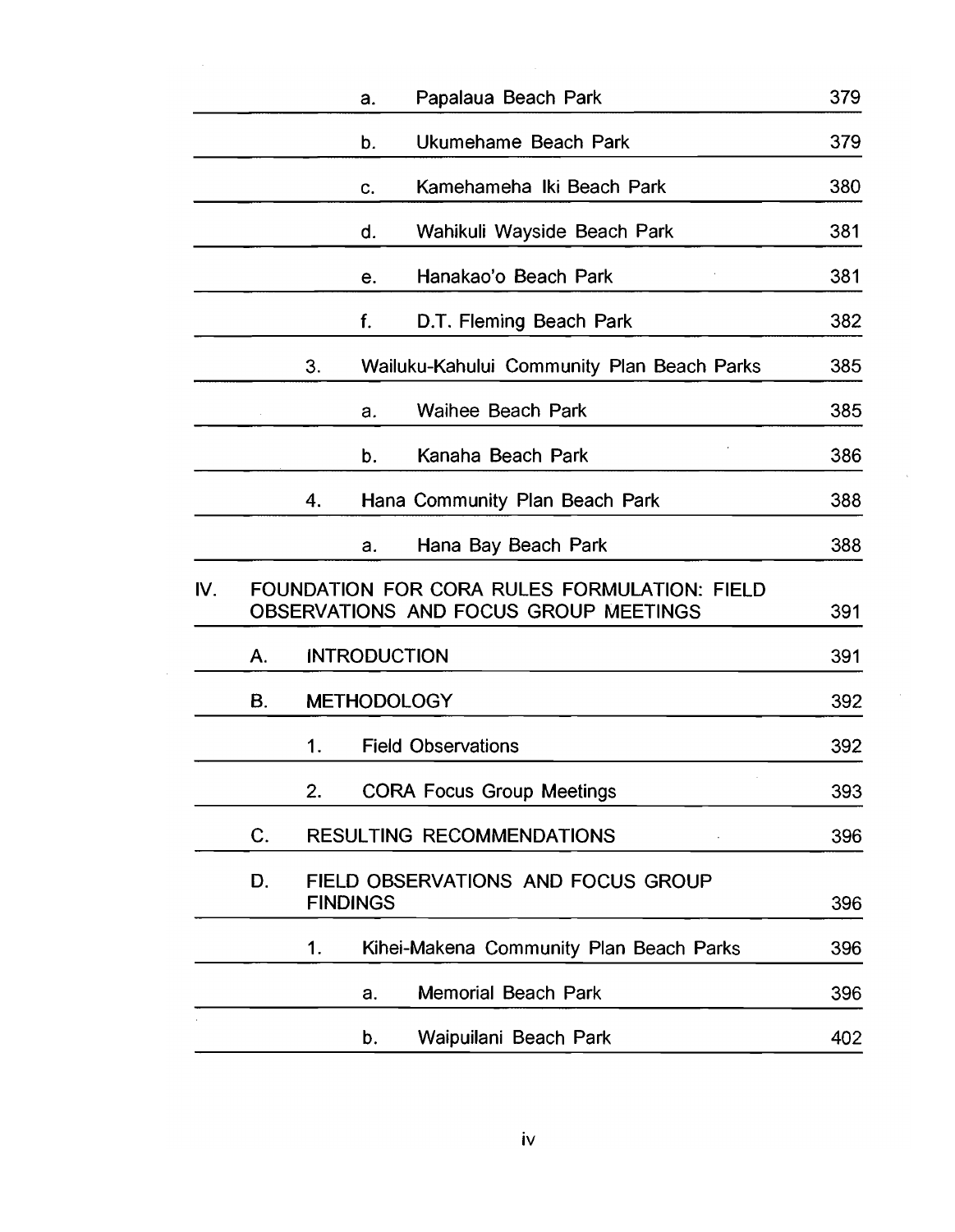| | | | | |
|---|---|---|---|---|
| | | a. | Papalaua Beach Park | 379 |
| | | b. | Ukumehame Beach Park | 379 |
| | | c. | Kamehameha Iki Beach Park | 380 |
| | | d. | Wahikuli Wayside Beach Park | 381 |
| | | e. | Hanakao'o Beach Park | 381 |
| | | f. | D.T. Fleming Beach Park | 382 |
| | 3. | Wailuku-Kahului Community Plan Beach Parks | | 385 |
| | | a. | Waihee Beach Park | 385 |
| | | b. | Kanaha Beach Park | 386 |
| | 4. | Hana Community Plan Beach Park | | 388 |
| | | a. | Hana Bay Beach Park | 388 |
| IV. | FOUNDATION FOR CORA RULES FORMULATION: FIELD OBSERVATIONS AND FOCUS GROUP MEETINGS | | | 391 |
| | A. | INTRODUCTION | | 391 |
| | B. | METHODOLOGY | | 392 |
| | | 1. | Field Observations | 392 |
| | | 2. | CORA Focus Group Meetings | 393 |
| | C. | RESULTING RECOMMENDATIONS | | 396 |
| | D. | FIELD OBSERVATIONS AND FOCUS GROUP FINDINGS | | 396 |
| | | 1. | Kihei-Makena Community Plan Beach Parks | 396 |
| | | a. | Memorial Beach Park | 396 |
| | | b. | Waipuilani Beach Park | 402 |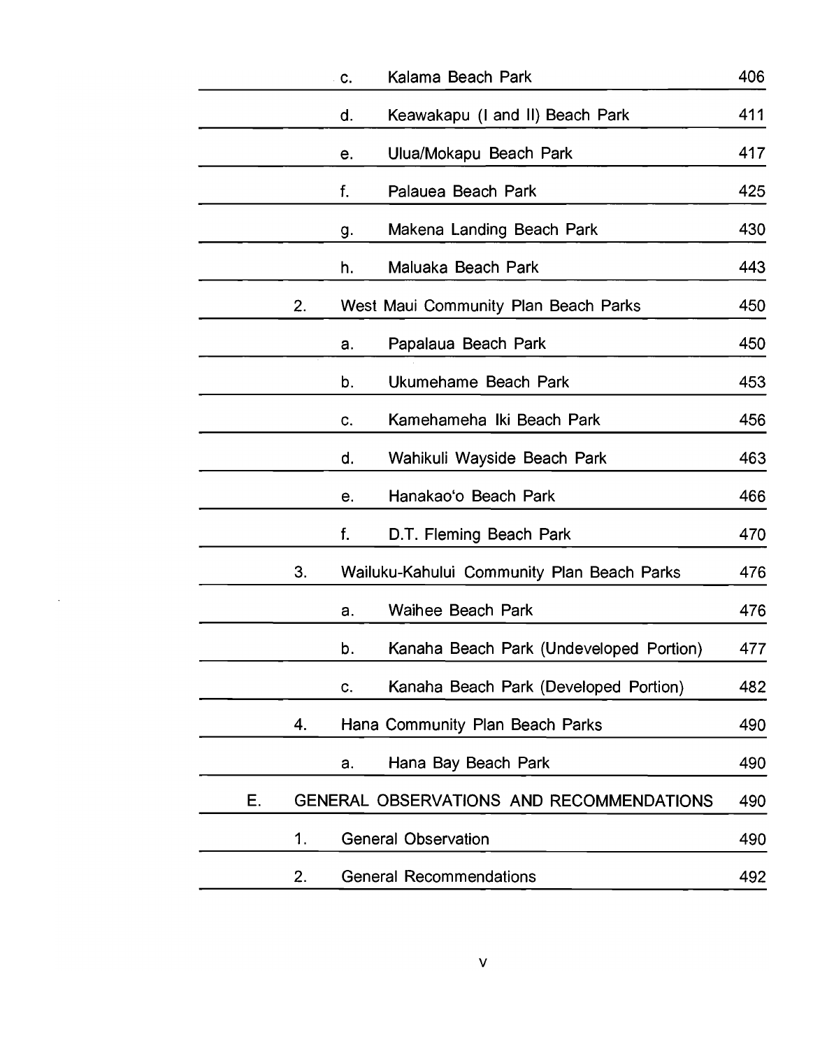| | | | |
|---|---|---|---|
| | c. | Kalama Beach Park | 406 |
| | d. | Keawakapu (I and II) Beach Park | 411 |
| | e. | Ulua/Mokapu Beach Park | 417 |
| | f. | Palauea Beach Park | 425 |
| | g. | Makena Landing Beach Park | 430 |
| | h. | Maluaka Beach Park | 443 |
| 2. | West Maui Community Plan Beach Parks | | 450 |
| | a. | Papalaua Beach Park | 450 |
| | b. | Ukumehame Beach Park | 453 |
| | c. | Kamehameha Iki Beach Park | 456 |
| | d. | Wahikuli Wayside Beach Park | 463 |
| | e. | Hanakao'o Beach Park | 466 |
| | f. | D.T. Fleming Beach Park | 470 |
| 3. | Wailuku-Kahului Community Plan Beach Parks | | 476 |
| | a. | Waihee Beach Park | 476 |
| | b. | Kanaha Beach Park (Undeveloped Portion) | 477 |
| | c. | Kanaha Beach Park (Developed Portion) | 482 |
| 4. | Hana Community Plan Beach Parks | | 490 |
| | a. | Hana Bay Beach Park | 490 |
| E. | GENERAL OBSERVATIONS AND RECOMMENDATIONS | | 490 |
| 1. | General Observation | | 490 |
| 2. | General Recommendations | | 492 |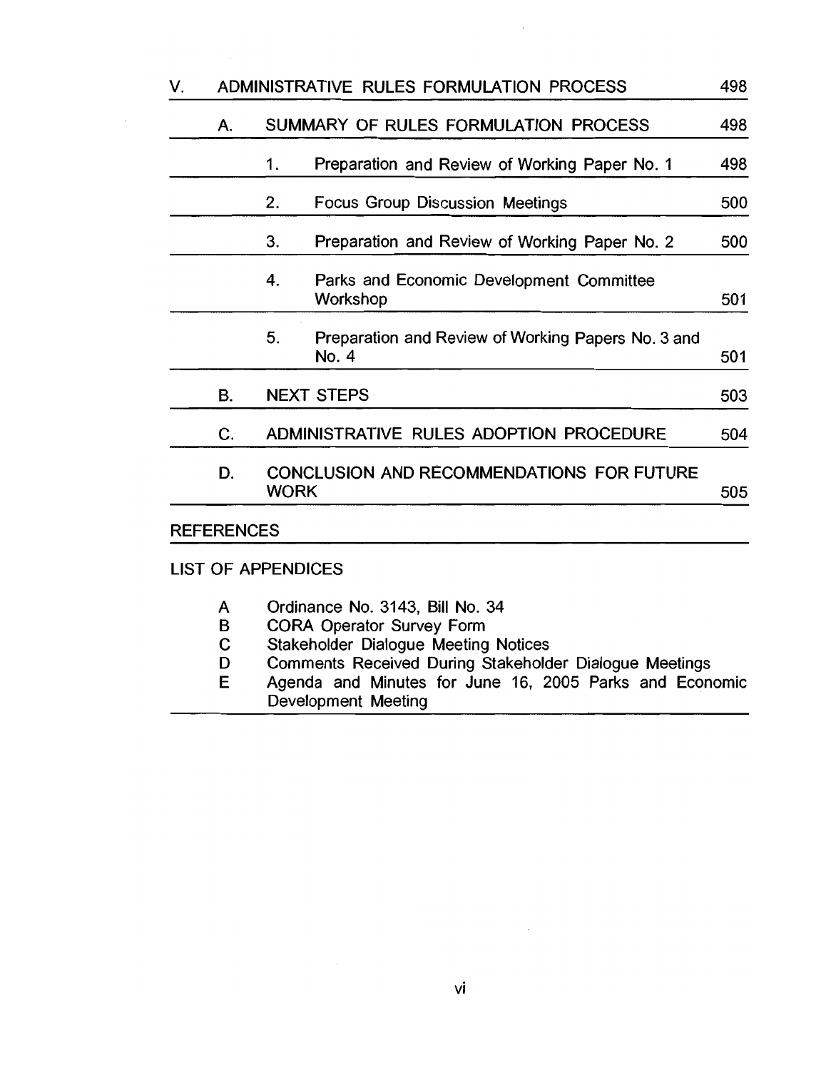| | | | |
|---|---|---|---|
| V. | ADMINISTRATIVE RULES FORMULATION PROCESS | | 498 |
| | A. | SUMMARY OF RULES FORMULATION PROCESS | 498 |
| | | 1. Preparation and Review of Working Paper No. 1 | 498 |
| | | 2. Focus Group Discussion Meetings | 500 |
| | | 3. Preparation and Review of Working Paper No. 2 | 500 |
| | | 4. Parks and Economic Development Committee Workshop | 501 |
| | | 5. Preparation and Review of Working Papers No. 3 and No. 4 | 501 |
| | B. | NEXT STEPS | 503 |
| | C. | ADMINISTRATIVE RULES ADOPTION PROCEDURE | 504 |
| | D. | CONCLUSION AND RECOMMENDATIONS FOR FUTURE WORK | 505 |

REFERENCES

LIST OF APPENDICES

- A Ordinance No. 3143, Bill No. 34
- B CORA Operator Survey Form
- C Stakeholder Dialogue Meeting Notices
- D Comments Received During Stakeholder Dialogue Meetings
- E Agenda and Minutes for June 16, 2005 Parks and Economic Development Meeting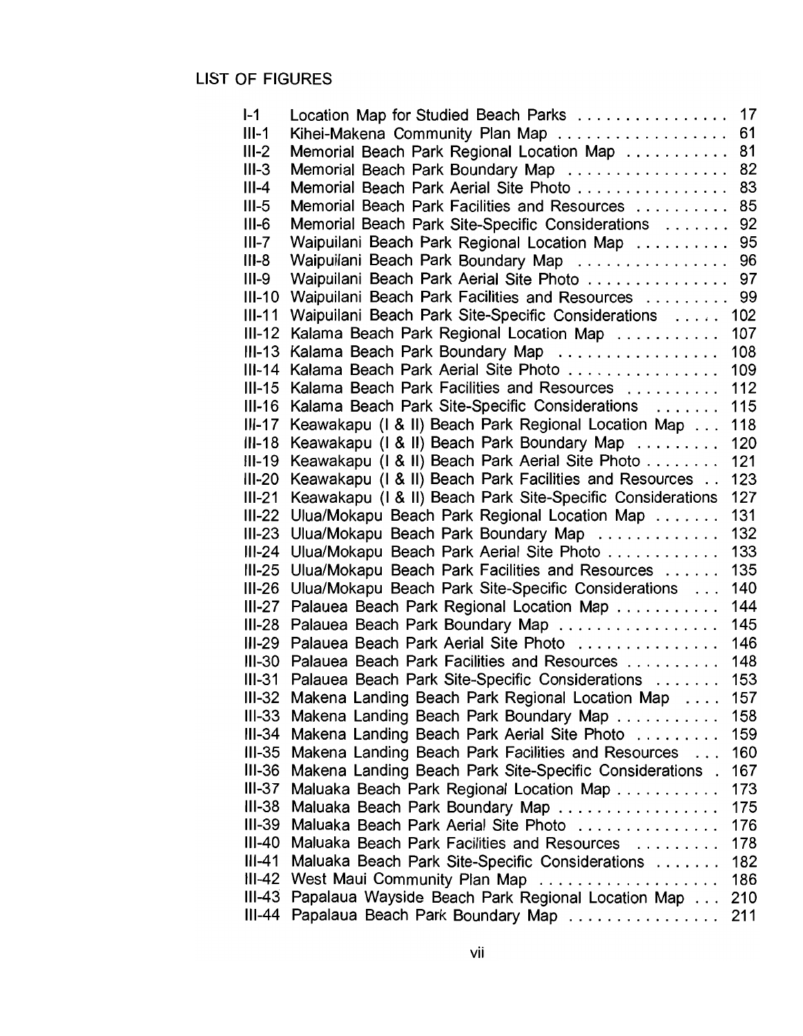## LIST OF FIGURES

| | | |
|---|---|---|
| I-1 | Location Map for Studied Beach Parks | 17 |
| III-1 | Kihei-Makena Community Plan Map | 61 |
| III-2 | Memorial Beach Park Regional Location Map | 81 |
| III-3 | Memorial Beach Park Boundary Map | 82 |
| III-4 | Memorial Beach Park Aerial Site Photo | 83 |
| III-5 | Memorial Beach Park Facilities and Resources | 85 |
| III-6 | Memorial Beach Park Site-Specific Considerations | 92 |
| III-7 | Waipuilani Beach Park Regional Location Map | 95 |
| III-8 | Waipuilani Beach Park Boundary Map | 96 |
| III-9 | Waipuilani Beach Park Aerial Site Photo | 97 |
| III-10 | Waipuilani Beach Park Facilities and Resources | 99 |
| III-11 | Waipuilani Beach Park Site-Specific Considerations | 102 |
| III-12 | Kalama Beach Park Regional Location Map | 107 |
| III-13 | Kalama Beach Park Boundary Map | 108 |
| III-14 | Kalama Beach Park Aerial Site Photo | 109 |
| III-15 | Kalama Beach Park Facilities and Resources | 112 |
| III-16 | Kalama Beach Park Site-Specific Considerations | 115 |
| III-17 | Keawakapu (I & II) Beach Park Regional Location Map | 118 |
| III-18 | Keawakapu (I & II) Beach Park Boundary Map | 120 |
| III-19 | Keawakapu (I & II) Beach Park Aerial Site Photo | 121 |
| III-20 | Keawakapu (I & II) Beach Park Facilities and Resources | 123 |
| III-21 | Keawakapu (I & II) Beach Park Site-Specific Considerations | 127 |
| III-22 | Ulua/Mokapu Beach Park Regional Location Map | 131 |
| III-23 | Ulua/Mokapu Beach Park Boundary Map | 132 |
| III-24 | Ulua/Mokapu Beach Park Aerial Site Photo | 133 |
| III-25 | Ulua/Mokapu Beach Park Facilities and Resources | 135 |
| III-26 | Ulua/Mokapu Beach Park Site-Specific Considerations | 140 |
| III-27 | Palauea Beach Park Regional Location Map | 144 |
| III-28 | Palauea Beach Park Boundary Map | 145 |
| III-29 | Palauea Beach Park Aerial Site Photo | 146 |
| III-30 | Palauea Beach Park Facilities and Resources | 148 |
| III-31 | Palauea Beach Park Site-Specific Considerations | 153 |
| III-32 | Makena Landing Beach Park Regional Location Map | 157 |
| III-33 | Makena Landing Beach Park Boundary Map | 158 |
| III-34 | Makena Landing Beach Park Aerial Site Photo | 159 |
| III-35 | Makena Landing Beach Park Facilities and Resources | 160 |
| III-36 | Makena Landing Beach Park Site-Specific Considerations | 167 |
| III-37 | Maluaka Beach Park Regional Location Map | 173 |
| III-38 | Maluaka Beach Park Boundary Map | 175 |
| III-39 | Maluaka Beach Park Aerial Site Photo | 176 |
| III-40 | Maluaka Beach Park Facilities and Resources | 178 |
| III-41 | Maluaka Beach Park Site-Specific Considerations | 182 |
| III-42 | West Maui Community Plan Map | 186 |
| III-43 | Papalaua Wayside Beach Park Regional Location Map | 210 |
| III-44 | Papalaua Beach Park Boundary Map | 211 |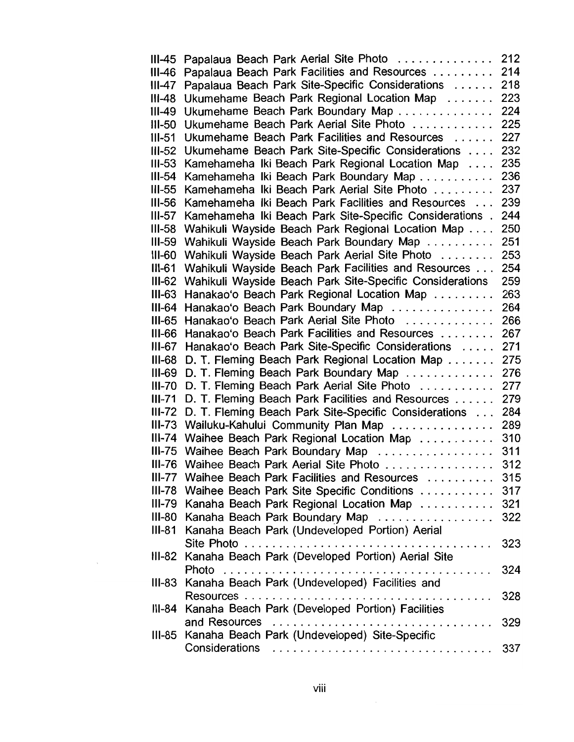III-45 Papalaua Beach Park Aerial Site Photo . . . . . . . . . . . . . . 212
III-46 Papalaua Beach Park Facilities and Resources . . . . . . . . . 214
III-47 Papalaua Beach Park Site-Specific Considerations . . . . . . 218
III-48 Ukumehame Beach Park Regional Location Map . . . . . . . 223
III-49 Ukumehame Beach Park Boundary Map . . . . . . . . . . . . . 224
III-50 Ukumehame Beach Park Aerial Site Photo . . . . . . . . . . . . 225
III-51 Ukumehame Beach Park Facilities and Resources . . . . . . 227
III-52 Ukumehame Beach Park Site-Specific Considerations . . . . 232
III-53 Kamehameha Iki Beach Park Regional Location Map . . . . 235
III-54 Kamehameha Iki Beach Park Boundary Map . . . . . . . . . . . 236
III-55 Kamehameha Iki Beach Park Aerial Site Photo . . . . . . . . . 237
III-56 Kamehameha Iki Beach Park Facilities and Resources . . . 239
III-57 Kamehameha Iki Beach Park Site-Specific Considerations . 244
III-58 Wahikuli Wayside Beach Park Regional Location Map . . . . 250
III-59 Wahikuli Wayside Beach Park Boundary Map . . . . . . . . . . 251
III-60 Wahikuli Wayside Beach Park Aerial Site Photo . . . . . . . . 253
III-61 Wahikuli Wayside Beach Park Facilities and Resources . . . 254
III-62 Wahikuli Wayside Beach Park Site-Specific Considerations 259
III-63 Hanakao'o Beach Park Regional Location Map . . . . . . . . . 263
III-64 Hanakao'o Beach Park Boundary Map . . . . . . . . . . . . . . . 264
III-65 Hanakao'o Beach Park Aerial Site Photo . . . . . . . . . . . . . 266
III-66 Hanakao'o Beach Park Facilities and Resources . . . . . . . . 267
III-67 Hanakao'o Beach Park Site-Specific Considerations . . . . . 271
III-68 D. T. Fleming Beach Park Regional Location Map . . . . . . . 275
III-69 D. T. Fleming Beach Park Boundary Map . . . . . . . . . . . . . 276
III-70 D. T. Fleming Beach Park Aerial Site Photo . . . . . . . . . . . 277
III-71 D. T. Fleming Beach Park Facilities and Resources . . . . . . 279
III-72 D. T. Fleming Beach Park Site-Specific Considerations . . . 284
III-73 Wailuku-Kahului Community Plan Map . . . . . . . . . . . . . . . 289
III-74 Waihee Beach Park Regional Location Map . . . . . . . . . . . 310
III-75 Waihee Beach Park Boundary Map . . . . . . . . . . . . . . . . . 311
III-76 Waihee Beach Park Aerial Site Photo . . . . . . . . . . . . . . . . 312
III-77 Waihee Beach Park Facilities and Resources . . . . . . . . . . 315
III-78 Waihee Beach Park Site Specific Conditions . . . . . . . . . . . 317
III-79 Kanaha Beach Park Regional Location Map . . . . . . . . . . . 321
III-80 Kanaha Beach Park Boundary Map . . . . . . . . . . . . . . . . . 322
III-81 Kanaha Beach Park (Undeveloped Portion) Aerial Site Photo . . . . . . . . . . . . . . . . . . . . . . . . . . . . . . . . . . . 323
III-82 Kanaha Beach Park (Developed Portion) Aerial Site Photo . . . . . . . . . . . . . . . . . . . . . . . . . . . . . . . . . . . . . . . 324
III-83 Kanaha Beach Park (Undeveloped) Facilities and Resources . . . . . . . . . . . . . . . . . . . . . . . . . . . . . . . . . . . 328
III-84 Kanaha Beach Park (Developed Portion) Facilities and Resources . . . . . . . . . . . . . . . . . . . . . . . . . . . . . . . . 329
III-85 Kanaha Beach Park (Undeveloped) Site-Specific Considerations . . . . . . . . . . . . . . . . . . . . . . . . . . . . . . . . 337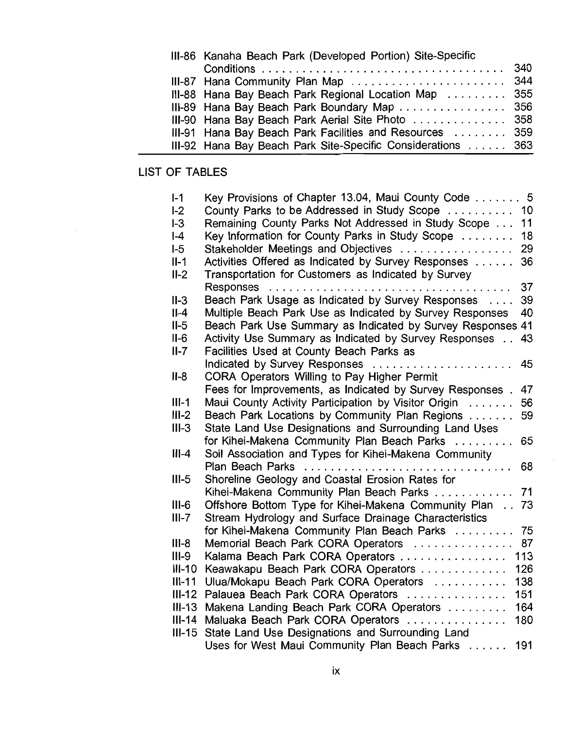| | | |
|---|---|---|
| III-86 | Kanaha Beach Park (Developed Portion) Site-Specific Conditions | 340 |
| III-87 | Hana Community Plan Map | 344 |
| III-88 | Hana Bay Beach Park Regional Location Map | 355 |
| III-89 | Hana Bay Beach Park Boundary Map | 356 |
| III-90 | Hana Bay Beach Park Aerial Site Photo | 358 |
| III-91 | Hana Bay Beach Park Facilities and Resources | 359 |
| III-92 | Hana Bay Beach Park Site-Specific Considerations | 363 |

## LIST OF TABLES

| | | |
|---|---|---|
| I-1 | Key Provisions of Chapter 13.04, Maui County Code | 5 |
| I-2 | County Parks to be Addressed in Study Scope | 10 |
| I-3 | Remaining County Parks Not Addressed in Study Scope | 11 |
| I-4 | Key Information for County Parks in Study Scope | 18 |
| I-5 | Stakeholder Meetings and Objectives | 29 |
| II-1 | Activities Offered as Indicated by Survey Responses | 36 |
| II-2 | Transportation for Customers as Indicated by Survey Responses | 37 |
| II-3 | Beach Park Usage as Indicated by Survey Responses | 39 |
| II-4 | Multiple Beach Park Use as Indicated by Survey Responses | 40 |
| II-5 | Beach Park Use Summary as Indicated by Survey Responses | 41 |
| II-6 | Activity Use Summary as Indicated by Survey Responses | 43 |
| II-7 | Facilities Used at County Beach Parks as Indicated by Survey Responses | 45 |
| II-8 | CORA Operators Willing to Pay Higher Permit Fees for Improvements, as Indicated by Survey Responses | 47 |
| III-1 | Maui County Activity Participation by Visitor Origin | 56 |
| III-2 | Beach Park Locations by Community Plan Regions | 59 |
| III-3 | State Land Use Designations and Surrounding Land Uses for Kihei-Makena Community Plan Beach Parks | 65 |
| III-4 | Soil Association and Types for Kihei-Makena Community Plan Beach Parks | 68 |
| III-5 | Shoreline Geology and Coastal Erosion Rates for Kihei-Makena Community Plan Beach Parks | 71 |
| III-6 | Offshore Bottom Type for Kihei-Makena Community Plan | 73 |
| III-7 | Stream Hydrology and Surface Drainage Characteristics for Kihei-Makena Community Plan Beach Parks | 75 |
| III-8 | Memorial Beach Park CORA Operators | 87 |
| III-9 | Kalama Beach Park CORA Operators | 113 |
| III-10 | Keawakapu Beach Park CORA Operators | 126 |
| III-11 | Ulua/Mokapu Beach Park CORA Operators | 138 |
| III-12 | Palauea Beach Park CORA Operators | 151 |
| III-13 | Makena Landing Beach Park CORA Operators | 164 |
| III-14 | Maluaka Beach Park CORA Operators | 180 |
| III-15 | State Land Use Designations and Surrounding Land Uses for West Maui Community Plan Beach Parks | 191 |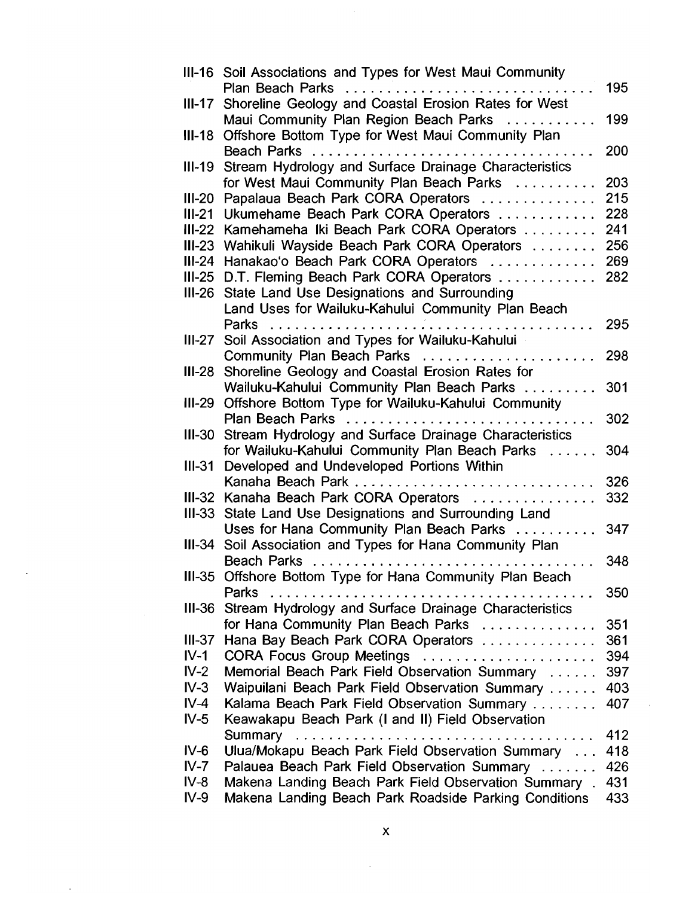| | | |
|---|---|---|
| III-16 | Soil Associations and Types for West Maui Community Plan Beach Parks | 195 |
| III-17 | Shoreline Geology and Coastal Erosion Rates for West Maui Community Plan Region Beach Parks | 199 |
| III-18 | Offshore Bottom Type for West Maui Community Plan Beach Parks | 200 |
| III-19 | Stream Hydrology and Surface Drainage Characteristics for West Maui Community Plan Beach Parks | 203 |
| III-20 | Papalaua Beach Park CORA Operators | 215 |
| III-21 | Ukumehame Beach Park CORA Operators | 228 |
| III-22 | Kamehameha Iki Beach Park CORA Operators | 241 |
| III-23 | Wahikuli Wayside Beach Park CORA Operators | 256 |
| III-24 | Hanakao'o Beach Park CORA Operators | 269 |
| III-25 | D.T. Fleming Beach Park CORA Operators | 282 |
| III-26 | State Land Use Designations and Surrounding Land Uses for Wailuku-Kahului Community Plan Beach Parks | 295 |
| III-27 | Soil Association and Types for Wailuku-Kahului Community Plan Beach Parks | 298 |
| III-28 | Shoreline Geology and Coastal Erosion Rates for Wailuku-Kahului Community Plan Beach Parks | 301 |
| III-29 | Offshore Bottom Type for Wailuku-Kahului Community Plan Beach Parks | 302 |
| III-30 | Stream Hydrology and Surface Drainage Characteristics for Wailuku-Kahului Community Plan Beach Parks | 304 |
| III-31 | Developed and Undeveloped Portions Within Kanaha Beach Park | 326 |
| III-32 | Kanaha Beach Park CORA Operators | 332 |
| III-33 | State Land Use Designations and Surrounding Land Uses for Hana Community Plan Beach Parks | 347 |
| III-34 | Soil Association and Types for Hana Community Plan Beach Parks | 348 |
| III-35 | Offshore Bottom Type for Hana Community Plan Beach Parks | 350 |
| III-36 | Stream Hydrology and Surface Drainage Characteristics for Hana Community Plan Beach Parks | 351 |
| III-37 | Hana Bay Beach Park CORA Operators | 361 |
| IV-1 | CORA Focus Group Meetings | 394 |
| IV-2 | Memorial Beach Park Field Observation Summary | 397 |
| IV-3 | Waipuilani Beach Park Field Observation Summary | 403 |
| IV-4 | Kalama Beach Park Field Observation Summary | 407 |
| IV-5 | Keawakapu Beach Park (I and II) Field Observation Summary | 412 |
| IV-6 | Ulua/Mokapu Beach Park Field Observation Summary | 418 |
| IV-7 | Palauea Beach Park Field Observation Summary | 426 |
| IV-8 | Makena Landing Beach Park Field Observation Summary | 431 |
| IV-9 | Makena Landing Beach Park Roadside Parking Conditions | 433 |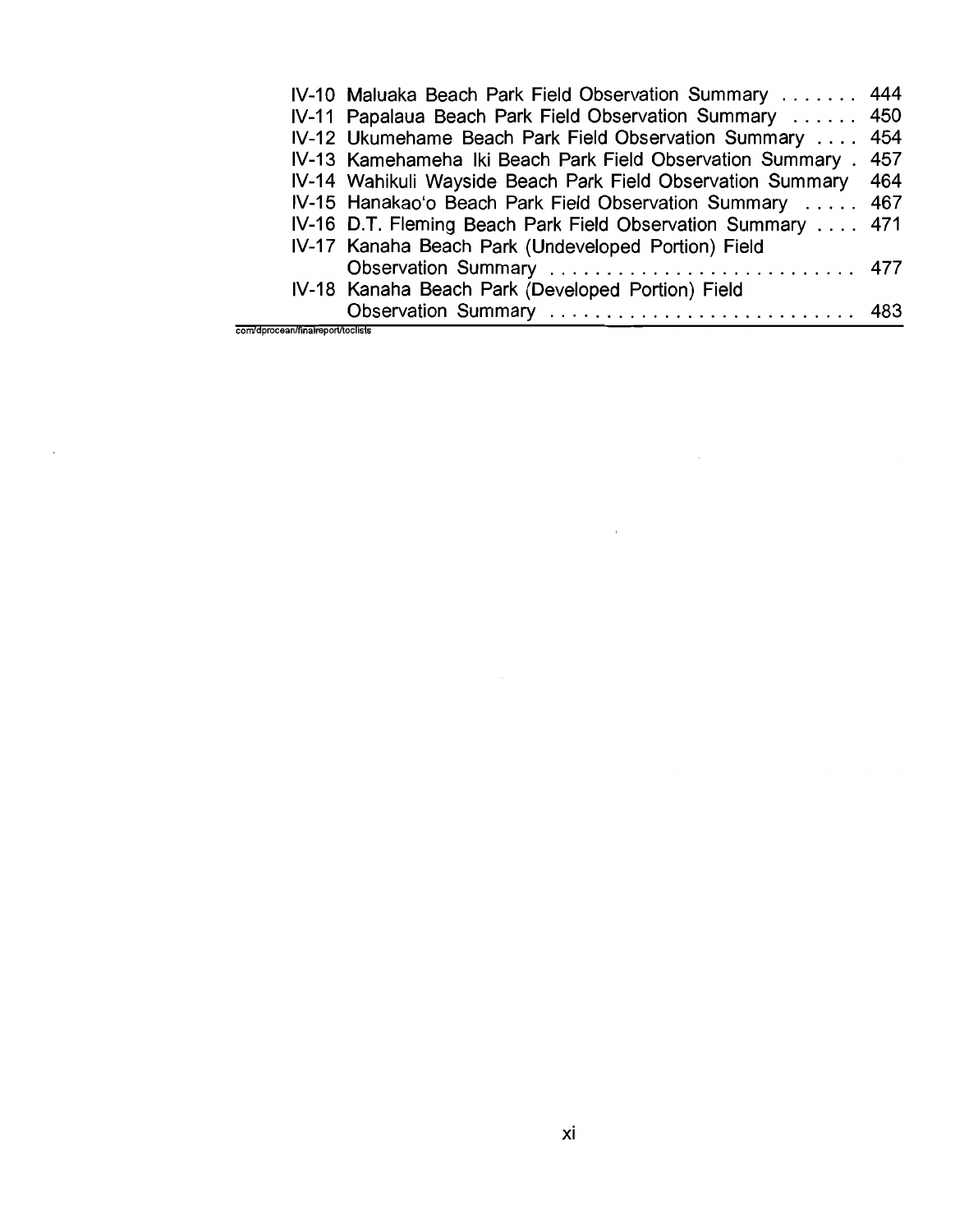IV-10 Maluaka Beach Park Field Observation Summary ....... 444
IV-11 Papalaua Beach Park Field Observation Summary ...... 450
IV-12 Ukumehame Beach Park Field Observation Summary .... 454
IV-13 Kamehameha Iki Beach Park Field Observation Summary . 457
IV-14 Wahikuli Wayside Beach Park Field Observation Summary 464
IV-15 Hanakao'o Beach Park Field Observation Summary ..... 467
IV-16 D.T. Fleming Beach Park Field Observation Summary .... 471
IV-17 Kanaha Beach Park (Undeveloped Portion) Field Observation Summary ........................... 477
IV-18 Kanaha Beach Park (Developed Portion) Field Observation Summary ........................... 483

com/dprocean/finalreport/toclists